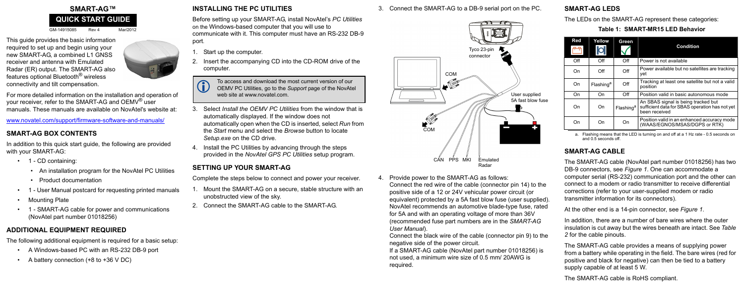# SMART-AG™

## QUICK START GUIDE

GM-14915085 Rev 4 Mar/2012

This guide provides the basic information required to set up and begin using your new SMART-AG, a combined L1 GNSS receiver and antenna with Emulated Radar (ER) output. The SMART-AG also features optional Bluetooth® wireless connectivity and tilt compensation.

For more detailed information on the installation and operation of your receiver, refer to the SMART-AG and OEMV® user manuals. These manuals are available on NovAtel's website at:

www.novatel.com/support/firmware-software-and-manuals/

## SMART-AG BOX CONTENTS

In addition to this quick start guide, the following are provided with your SMART-AG:

- 1 - CD containing:
  - An installation program for the NovAtel PC Utilities
  - Product documentation
- 1 - User Manual postcard for requesting printed manuals
- Mounting Plate
- 1 - SMART-AG cable for power and communications (NovAtel part number 01018256)

## ADDITIONAL EQUIPMENT REQUIRED

The following additional equipment is required for a basic setup:

- A Windows-based PC with an RS-232 DB-9 port
- A battery connection (+8 to +36 V DC)

## INSTALLING THE PC UTILITIES

Before setting up your SMART-AG, install NovAtel's *PC Utilities* on the Windows-based computer that you will use to communicate with it. This computer must have an RS-232 DB-9 port.

1. Start up the computer.
2. Insert the accompanying CD into the CD-ROM drive of the computer.

> To access and download the most current version of our OEMV PC Utilities, go to the *Support* page of the NovAtel web site at www.novatel.com.

3. Select *Install the OEMV PC Utilities* from the window that is automatically displayed. If the window does not automatically open when the CD is inserted, select *Run* from the *Start* menu and select the *Browse* button to locate *Setup.exe* on the CD drive.
4. Install the PC Utilities by advancing through the steps provided in the *NovAtel GPS PC Utilities* setup program.

## SETTING UP YOUR SMART-AG

Complete the steps below to connect and power your receiver.

1. Mount the SMART-AG on a secure, stable structure with an unobstructed view of the sky.
2. Connect the SMART-AG cable to the SMART-AG.
3. Connect the SMART-AG to a DB-9 serial port on the PC.

Tyco 23-pin connector

COM

User supplied 5A fast blow fuse

COM

CAN PPS MKI Emulated Radar

4. Provide power to the SMART-AG as follows:

   Connect the red wire of the cable (connector pin 14) to the positive side of a 12 or 24V vehicular power circuit (or equivalent) protected by a 5A fast blow fuse (user supplied). NovAtel recommends an automotive blade-type fuse, rated for 5A and with an operating voltage of more than 36V (recommended fuse part numbers are in the *SMART-AG User Manual*).

   Connect the black wire of the cable (connector pin 9) to the negative side of the power circuit.

   If a SMART-AG cable (NovAtel part number 01018256) is not used, a minimum wire size of 0.5 mm/ 20AWG is required.

## SMART-AG LEDS

The LEDs on the SMART-AG represent these categories:

**Table 1: SMART-MR15 LED Behavior**

| Red | Yellow | Green | Condition |
|---|---|---|---|
| Off | Off | Off | Power is not available |
| On | Off | Off | Power available but no satellites are tracking yet |
| On | Flashing[a] | Off | Tracking at least one satellite but not a valid position |
| On | On | Off | Position valid in basic autonomous mode |
| On | On | Flashing[a] | An SBAS signal is being tracked but sufficient data for SBAS operation has not yet been received |
| On | On | On | Position valid in an enhanced accuracy mode (WAAS/EGNOS/MSAS/DGPS or RTK) |

a. Flashing means that the LED is turning on and off at a 1 Hz rate - 0.5 seconds on and 0.5 seconds off.

## SMART-AG CABLE

The SMART-AG cable (NovAtel part number 01018256) has two DB-9 connectors, see *Figure 1*. One can accommodate a computer serial (RS-232) communication port and the other can connect to a modem or radio transmitter to receive differential corrections (refer to your user-supplied modem or radio transmitter information for its connectors).

At the other end is a 14-pin connector, see *Figure 1*.

In addition, there are a number of bare wires where the outer insulation is cut away but the wires beneath are intact. See *Table 2* for the cable pinouts.

The SMART-AG cable provides a means of supplying power from a battery while operating in the field. The bare wires (red for positive and black for negative) can then be tied to a battery supply capable of at least 5 W.

The SMART-AG cable is RoHS compliant.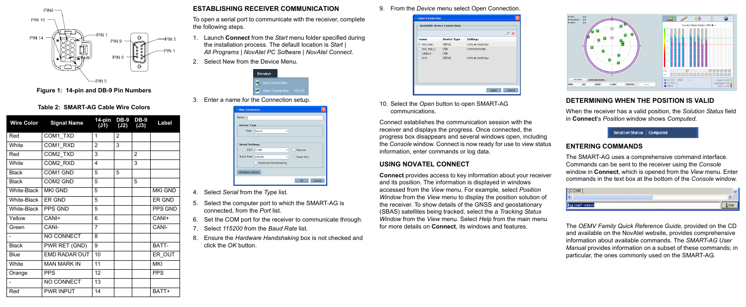Figure 1: 14-pin and DB-9 Pin Numbers

**Table 2: SMART-AG Cable Wire Colors**

| Wire Color | Signal Name | 14-pin (J1) | DB-9 (J2) | DB-9 (J3) | Label |
|---|---|---|---|---|---|
| Red | COM1_TXD | 1 | 2 | | |
| White | COM1_RXD | 2 | 3 | | |
| Red | COM2_TXD | 3 | | 2 | |
| White | COM2_RXD | 4 | | 3 | |
| Black | COM1 GND | 5 | 5 | | |
| Black | COM2 GND | 5 | | 5 | |
| White-Black | MKI GND | 5 | | | MKI GND |
| White-Black | ER GND | 5 | | | ER GND |
| White-Black | PPS GND | 5 | | | PPS GND |
| Yellow | CANI+ | 6 | | | CANI+ |
| Green | CANI- | 7 | | | CANI- |
| - | NO CONNECT | 8 | | | |
| Black | PWR RET (GND) | 9 | | | BATT- |
| Blue | EMD RADAR OUT | 10 | | | ER_OUT |
| White | MAN MARK IN | 11 | | | MKI |
| Orange | PPS | 12 | | | PPS |
| - | NO CONNECT | 13 | | | |
| Red | PWR INPUT | 14 | | | BATT+ |

## ESTABLISHING RECEIVER COMMUNICATION

To open a serial port to communicate with the receiver, complete the following steps.

1. Launch **Connect** from the *Start* menu folder specified during the installation process. The default location is *Start | All Programs | NovAtel PC Software | NovAtel Connect*.
2. Select New from the Device Menu.
3. Enter a name for the Connection setup.
4. Select *Serial* from the *Type* list.
5. Select the computer port to which the SMART-AG is connected, from the *Port* list.
6. Set the COM port for the receiver to communicate through.
7. Select *115200* from the *Baud Rate* list.
8. Ensure the *Hardware Handshaking* box is not checked and click the *OK* button.
9. From the *Device* menu select Open Connection.
10. Select the *Open* button to open SMART-AG communications.

Connect establishes the communication session with the receiver and displays the progress. Once connected, the progress box disappears and several windows open, including the *Console* window. Connect is now ready for use to view status information, enter commands or log data.

## USING NOVATEL CONNECT

**Connect** provides access to key information about your receiver and its position. The information is displayed in windows accessed from the *View* menu. For example, select *Position Window* from the *View* menu to display the position solution of the receiver. To show details of the GNSS and geostationary (SBAS) satellites being tracked, select the a *Tracking Status Window* from the *View* menu. Select *Help* from the main menu for more details on **Connect**, its windows and features.

## DETERMINING WHEN THE POSITION IS VALID

When the receiver has a valid position, the *Solution Status* field in **Connect**'s *Position* window shows *Computed.*

## ENTERING COMMANDS

The SMART-AG uses a comprehensive command interface. Commands can be sent to the receiver using the *Console* window in **Connect**, which is opened from the *View* menu. Enter commands in the text box at the bottom of the *Console* window.

The *OEMV Family Quick Reference Guide,* provided on the CD and available on the NovAtel website, provides comprehensive information about available commands. The *SMART-AG User Manual* provides information on a subset of these commands; in particular, the ones commonly used on the SMART-AG*.*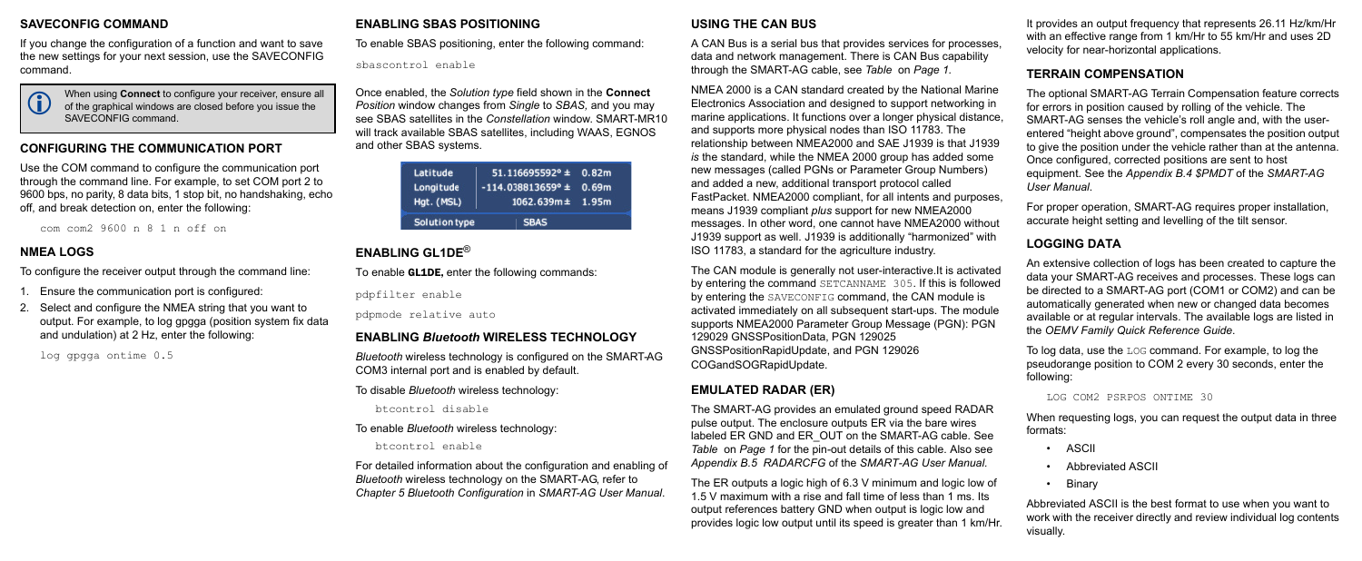## SAVECONFIG COMMAND

If you change the configuration of a function and want to save the new settings for your next session, use the SAVECONFIG command.

> When using **Connect** to configure your receiver, ensure all of the graphical windows are closed before you issue the SAVECONFIG command.

## CONFIGURING THE COMMUNICATION PORT

Use the COM command to configure the communication port through the command line. For example, to set COM port 2 to 9600 bps, no parity, 8 data bits, 1 stop bit, no handshaking, echo off, and break detection on, enter the following:

```
com com2 9600 n 8 1 n off on
```

## NMEA LOGS

To configure the receiver output through the command line:

1. Ensure the communication port is configured:
2. Select and configure the NMEA string that you want to output. For example, to log gpgga (position system fix data and undulation) at 2 Hz, enter the following:

```
log gpgga ontime 0.5
```

## ENABLING SBAS POSITIONING

To enable SBAS positioning, enter the following command:

```
sbascontrol enable
```

Once enabled, the *Solution type* field shown in the **Connect** *Position* window changes from *Single* to *SBAS*, and you may see SBAS satellites in the *Constellation* window. SMART-MR10 will track available SBAS satellites, including WAAS, EGNOS and other SBAS systems.

| | | |
|---|---|---|
| Latitude | 51.116695592° ± | 0.82m |
| Longitude | -114.038813659° ± | 0.69m |
| Hgt. (MSL) | 1062.639m ± | 1.95m |
| Solution type | SBAS | |

## ENABLING GL1DE®

To enable **GL1DE,** enter the following commands:

```
pdpfilter enable
```

```
pdpmode relative auto
```

## ENABLING *Bluetooth* WIRELESS TECHNOLOGY

*Bluetooth* wireless technology is configured on the SMART-AG COM3 internal port and is enabled by default.

To disable *Bluetooth* wireless technology:

```
btcontrol disable
```

To enable *Bluetooth* wireless technology:

```
btcontrol enable
```

For detailed information about the configuration and enabling of *Bluetooth* wireless technology on the SMART-AG, refer to *Chapter 5 Bluetooth Configuration* in *SMART-AG User Manual*.

## USING THE CAN BUS

A CAN Bus is a serial bus that provides services for processes, data and network management. There is CAN Bus capability through the SMART-AG cable, see *Table* on *Page 1.*

NMEA 2000 is a CAN standard created by the National Marine Electronics Association and designed to support networking in marine applications. It functions over a longer physical distance, and supports more physical nodes than ISO 11783. The relationship between NMEA2000 and SAE J1939 is that J1939 *is* the standard, while the NMEA 2000 group has added some new messages (called PGNs or Parameter Group Numbers) and added a new, additional transport protocol called FastPacket. NMEA2000 compliant, for all intents and purposes, means J1939 compliant *plus* support for new NMEA2000 messages. In other word, one cannot have NMEA2000 without J1939 support as well. J1939 is additionally "harmonized" with ISO 11783, a standard for the agriculture industry.

The CAN module is generally not user-interactive.It is activated by entering the command `SETCANNAME 305`. If this is followed by entering the `SAVECONFIG` command, the CAN module is activated immediately on all subsequent start-ups. The module supports NMEA2000 Parameter Group Message (PGN): PGN 129029 GNSSPositionData, PGN 129025 GNSSPositionRapidUpdate, and PGN 129026 COGandSOGRapidUpdate.

## EMULATED RADAR (ER)

The SMART-AG provides an emulated ground speed RADAR pulse output. The enclosure outputs ER via the bare wires labeled ER GND and ER_OUT on the SMART-AG cable. See *Table* on *Page 1* for the pin-out details of this cable. Also see *Appendix B.5 RADARCFG* of the *SMART-AG User Manual*.

The ER outputs a logic high of 6.3 V minimum and logic low of 1.5 V maximum with a rise and fall time of less than 1 ms. Its output references battery GND when output is logic low and provides logic low output until its speed is greater than 1 km/Hr. It provides an output frequency that represents 26.11 Hz/km/Hr with an effective range from 1 km/Hr to 55 km/Hr and uses 2D velocity for near-horizontal applications.

## TERRAIN COMPENSATION

The optional SMART-AG Terrain Compensation feature corrects for errors in position caused by rolling of the vehicle. The SMART-AG senses the vehicle's roll angle and, with the user-entered "height above ground", compensates the position output to give the position under the vehicle rather than at the antenna. Once configured, corrected positions are sent to host equipment. See the *Appendix B.4 $PMDT* of the *SMART-AG User Manual*.

For proper operation, SMART-AG requires proper installation, accurate height setting and levelling of the tilt sensor.

## LOGGING DATA

An extensive collection of logs has been created to capture the data your SMART-AG receives and processes. These logs can be directed to a SMART-AG port (COM1 or COM2) and can be automatically generated when new or changed data becomes available or at regular intervals. The available logs are listed in the *OEMV Family Quick Reference Guide*.

To log data, use the `LOG` command. For example, to log the pseudorange position to COM 2 every 30 seconds, enter the following:

```
LOG COM2 PSRPOS ONTIME 30
```

When requesting logs, you can request the output data in three formats:

- ASCII
- Abbreviated ASCII
- Binary

Abbreviated ASCII is the best format to use when you want to work with the receiver directly and review individual log contents visually.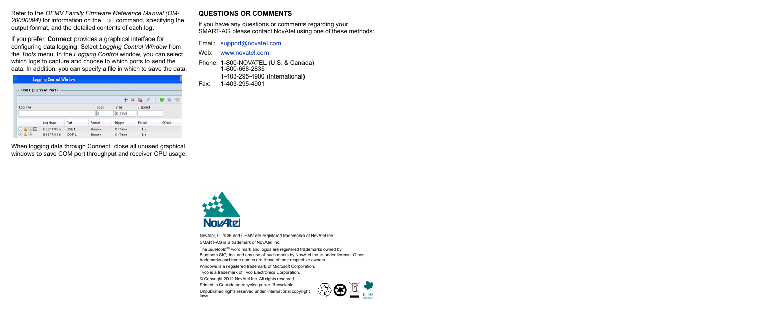Refer to the *OEMV Family Firmware Reference Manual (OM-20000094)* for information on the `LOG` command, specifying the output format, and the detailed contents of each log.

If you prefer, **Connect** provides a graphical interface for configuring data logging. Select *Logging Control Window* from the *Tools* menu. In the *Logging Control* window, you can select which logs to capture and choose to which ports to send the data. In addition, you can specify a file in which to save the data.

Logging Control Window

USB1 (Current Port)

| Log File | Logs | Size | Elapsed |
|---|---|---|---|
| | 0 | 0.00KB | |

| Log Name | Port | Format | Trigger | Period | Offset |
|---|---|---|---|---|---|
| BESTPOSB | USB1 | Binary | OnTime | 1 s | |
| BESTPOSB | COM1 | Binary | OnTime | 1 s | |

When logging data through Connect, close all unused graphical windows to save COM port throughput and receiver CPU usage.

## QUESTIONS OR COMMENTS

If you have any questions or comments regarding your SMART-AG please contact NovAtel using one of these methods:

Email: support@novatel.com

Web: www.novatel.com

Phone: 1-800-NOVATEL (U.S. & Canada)
1-800-668-2835
1-403-295-4900 (International)

Fax: 1-403-295-4901

NovAtel, GL1DE and OEMV are registered trademarks of NovAtel Inc.

SMART-AG is a trademark of NovAtel Inc.

The *Bluetooth*® word mark and logos are registered trademarks owned by Bluetooth SIG, Inc. and any use of such marks by NovAtel Inc. is under license. Other trademarks and trade names are those of their respective owners.

Windows is a registered trademark of Microsoft Corporation.

Tyco is a trademark of Tyco Electronics Corporation.

© Copyright 2012 NovAtel Inc. All rights reserved.

Printed in Canada on recycled paper. Recyclable.

Unpublished rights reserved under international copyright laws.